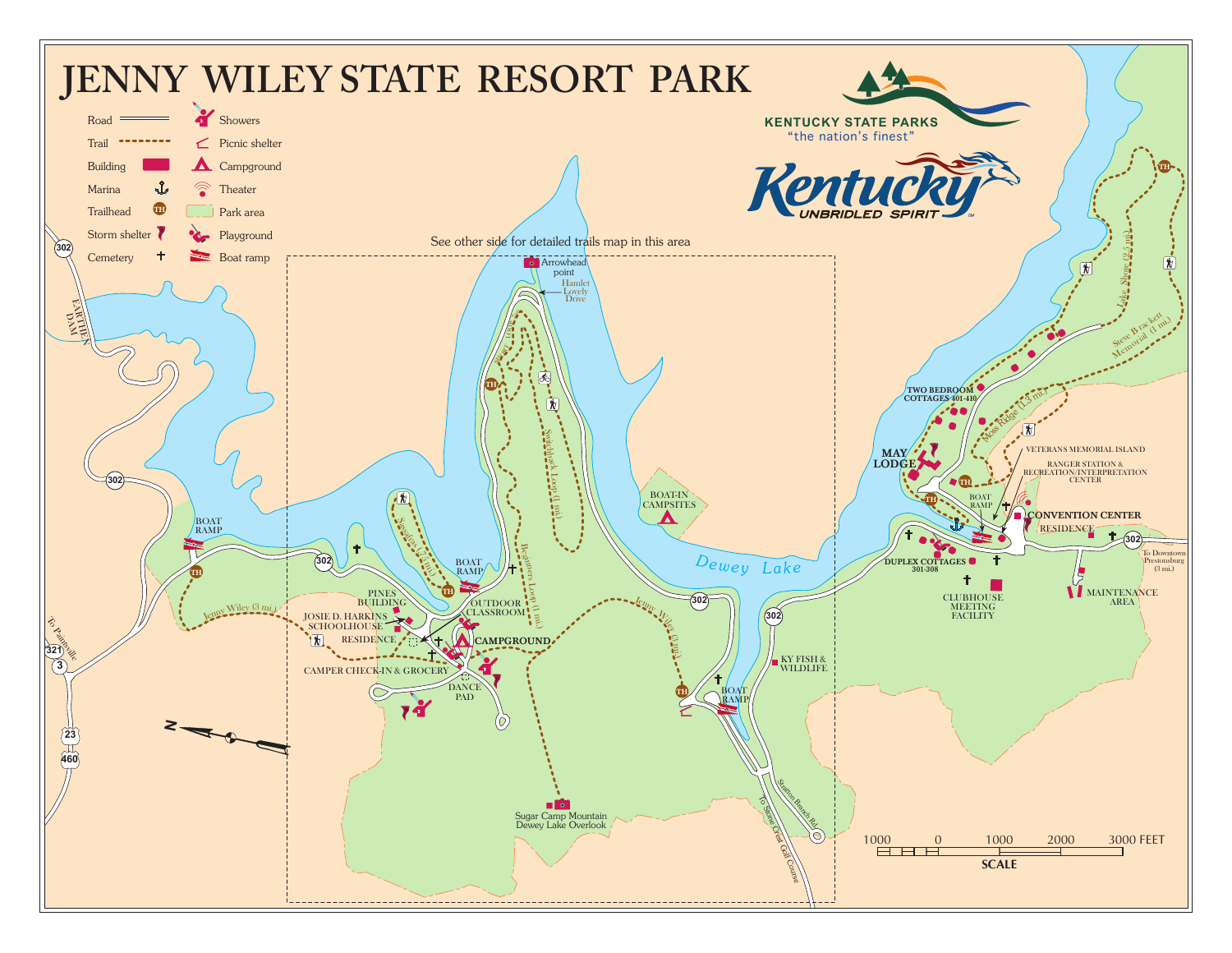# JENNY WILEY STATE RESORT PARK

**KENTUCKY STATE PARKS**
"the nation's finest"

**Kentucky** UNBRIDLED SPIRIT™

## Legend

| Symbol | Meaning | Symbol | Meaning |
|---|---|---|---|
| Road | | Showers | |
| Trail | | Picnic shelter | |
| Building | | Campground | |
| Marina | | Theater | |
| Trailhead | | Park area | |
| Storm shelter | | Playground | |
| Cemetery | | Boat ramp | |

See other side for detailed trails map in this area

## Map Labels

- Arrowhead point
- Hamlet Lovely Drive
- Switchback Loop (1 mi.)
- Beginners Loop (1 mi.)
- Steeples (1 mi.)
- Jenny Wiley (3 mi.)
- BOAT-IN CAMPSITES
- Dewey Lake
- EARTHEN DAM
- BOAT RAMP
- PINES BUILDING
- JOSIE D. HARKINS SCHOOLHOUSE
- RESIDENCE
- OUTDOOR CLASSROOM
- CAMPGROUND
- CAMPER CHECK-IN & GROCERY
- DANCE PAD
- Sugar Camp Mountain Dewey Lake Overlook
- KY FISH & WILDLIFE
- Stratton Branch Rd.
- To Stone Crest Golf Course
- To Paintsville
- TWO BEDROOM COTTAGES 401-410
- MAY LODGE
- VETERANS MEMORIAL ISLAND
- RANGER STATION & RECREATION/INTERPRETATION CENTER
- CONVENTION CENTER
- RESIDENCE
- DUPLEX COTTAGES 301-308
- CLUBHOUSE MEETING FACILITY
- MAINTENANCE AREA
- To Downtown Prestonsburg (3 mi.)
- Lake Shore (2.5 mi.)
- Steve Brackett Memorial (1 mi.)
- Moss Ridge (1.3 mi.)
- Routes: 302, 321, 3, 23, 460

SCALE: 1000 | 0 | 1000 | 2000 | 3000 FEET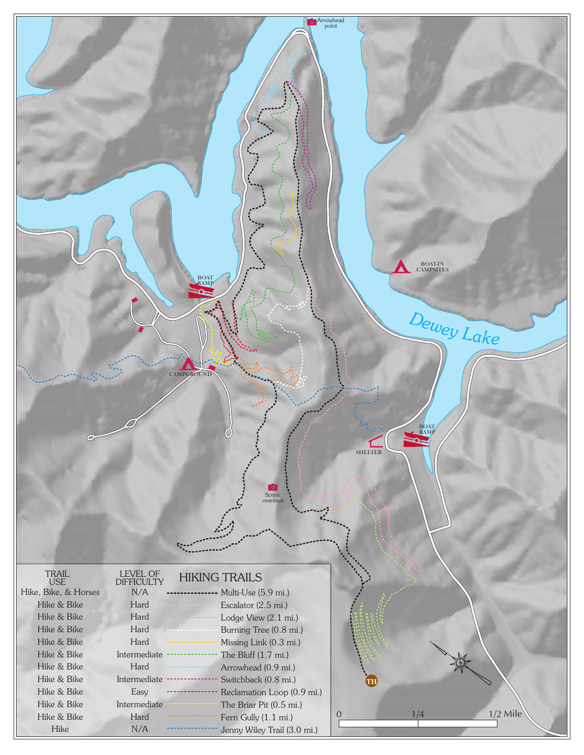Arrowhead point

BOAT RAMP

BOAT-IN CAMPSITES

Dewey Lake

CAMPGROUND

SHELTER

BOAT RAMP

Scenic overlook

TH

## HIKING TRAILS

| TRAIL USE | LEVEL OF DIFFICULTY | HIKING TRAILS |
|---|---|---|
| Hike, Bike, & Horses | N/A | Multi-Use (5.9 mi.) |
| Hike & Bike | Hard | Escalator (2.5 mi.) |
| Hike & Bike | Hard | Lodge View (2.1 mi.) |
| Hike & Bike | Hard | Burning Tree (0.8 mi.) |
| Hike & Bike | Hard | Missing Link (0.3 mi.) |
| Hike & Bike | Intermediate | The Bluff (1.7 mi.) |
| Hike & Bike | Hard | Arrowhead (0.9 mi.) |
| Hike & Bike | Intermediate | Switchback (0.8 mi.) |
| Hike & Bike | Easy | Reclamation Loop (0.9 mi.) |
| Hike & Bike | Intermediate | The Briar Pit (0.5 mi.) |
| Hike & Bike | Hard | Fern Gully (1.1 mi.) |
| Hike | N/A | Jenny Wiley Trail (3.0 mi.) |

0 1/4 1/2 Mile